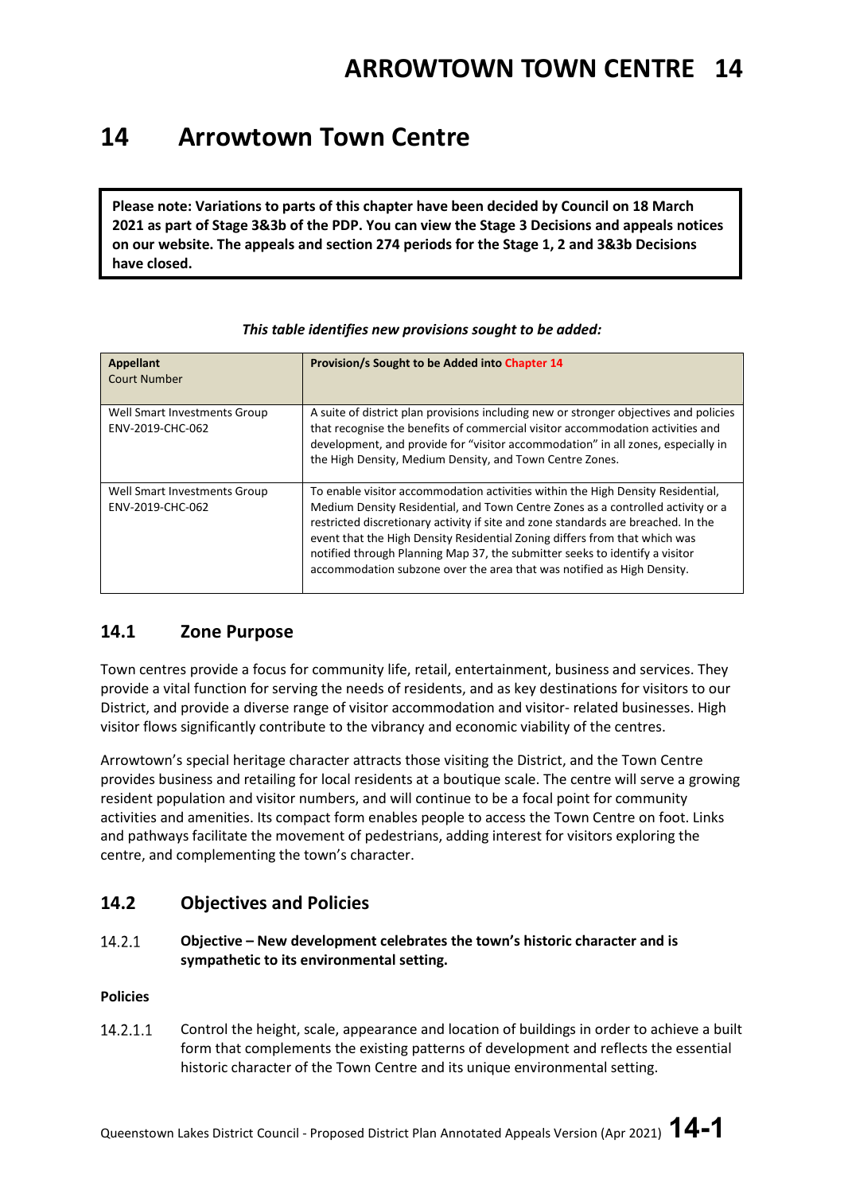# 14 Arrowtown Town Centre

**Please note: Variations to parts of this chapter have been decided by Council on 18 March 2021 as part of Stage 3&3b of the PDP. You can view the Stage 3 Decisions and appeals notices on our website. The appeals and section 274 periods for the Stage 1, 2 and 3&3b Decisions have closed.**

***This table identifies new provisions sought to be added:***

| **Appellant**<br>Court Number | **Provision/s Sought to be Added into Chapter 14** |
|---|---|
| Well Smart Investments Group<br>ENV-2019-CHC-062 | A suite of district plan provisions including new or stronger objectives and policies that recognise the benefits of commercial visitor accommodation activities and development, and provide for "visitor accommodation" in all zones, especially in the High Density, Medium Density, and Town Centre Zones. |
| Well Smart Investments Group<br>ENV-2019-CHC-062 | To enable visitor accommodation activities within the High Density Residential, Medium Density Residential, and Town Centre Zones as a controlled activity or a restricted discretionary activity if site and zone standards are breached. In the event that the High Density Residential Zoning differs from that which was notified through Planning Map 37, the submitter seeks to identify a visitor accommodation subzone over the area that was notified as High Density. |

## 14.1 Zone Purpose

Town centres provide a focus for community life, retail, entertainment, business and services. They provide a vital function for serving the needs of residents, and as key destinations for visitors to our District, and provide a diverse range of visitor accommodation and visitor- related businesses. High visitor flows significantly contribute to the vibrancy and economic viability of the centres.

Arrowtown's special heritage character attracts those visiting the District, and the Town Centre provides business and retailing for local residents at a boutique scale. The centre will serve a growing resident population and visitor numbers, and will continue to be a focal point for community activities and amenities. Its compact form enables people to access the Town Centre on foot. Links and pathways facilitate the movement of pedestrians, adding interest for visitors exploring the centre, and complementing the town's character.

## 14.2 Objectives and Policies

14.2.1 **Objective – New development celebrates the town's historic character and is sympathetic to its environmental setting.**

**Policies**

14.2.1.1 Control the height, scale, appearance and location of buildings in order to achieve a built form that complements the existing patterns of development and reflects the essential historic character of the Town Centre and its unique environmental setting.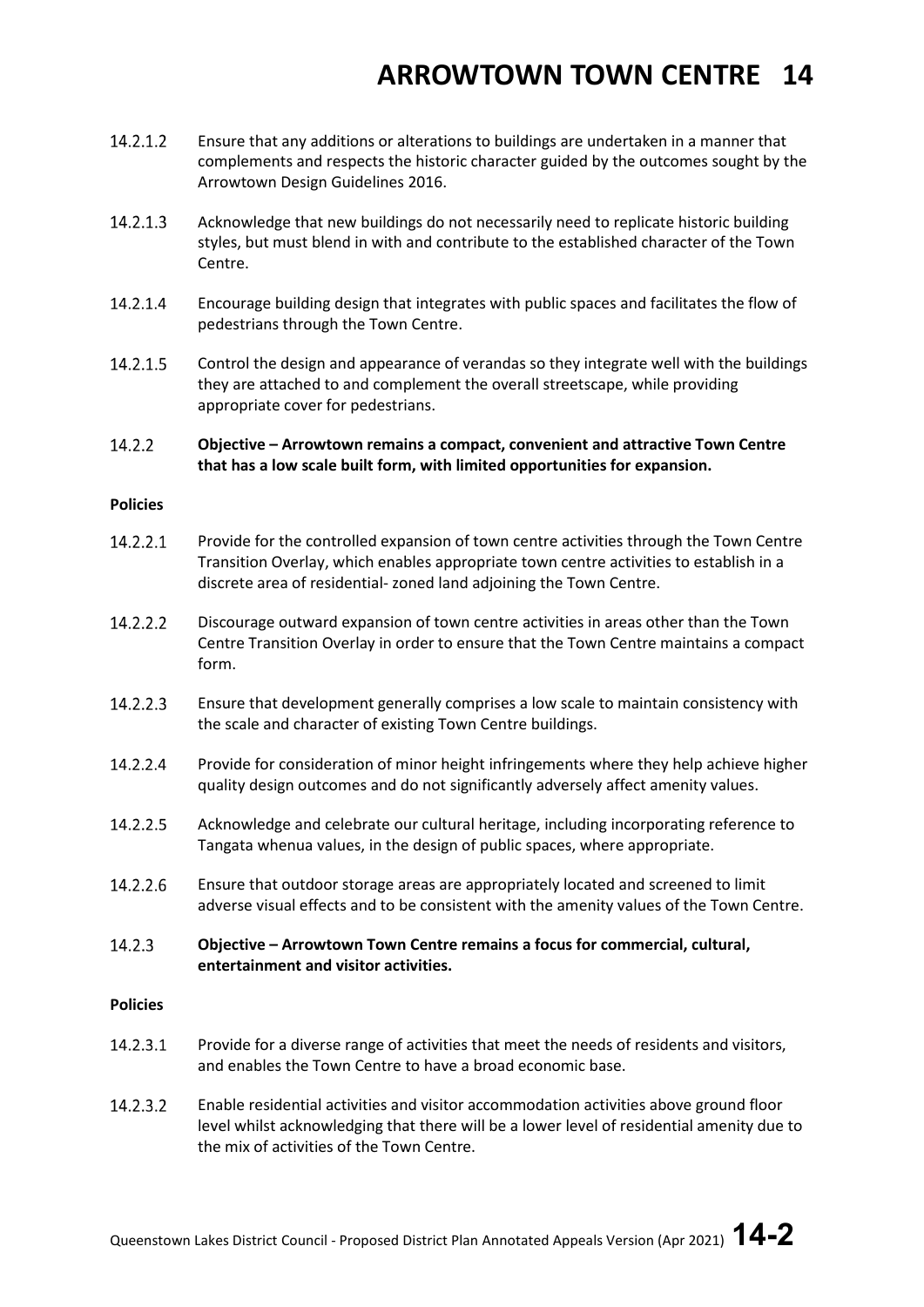14.2.1.2 Ensure that any additions or alterations to buildings are undertaken in a manner that complements and respects the historic character guided by the outcomes sought by the Arrowtown Design Guidelines 2016.

14.2.1.3 Acknowledge that new buildings do not necessarily need to replicate historic building styles, but must blend in with and contribute to the established character of the Town Centre.

14.2.1.4 Encourage building design that integrates with public spaces and facilitates the flow of pedestrians through the Town Centre.

14.2.1.5 Control the design and appearance of verandas so they integrate well with the buildings they are attached to and complement the overall streetscape, while providing appropriate cover for pedestrians.

**14.2.2 Objective – Arrowtown remains a compact, convenient and attractive Town Centre that has a low scale built form, with limited opportunities for expansion.**

**Policies**

14.2.2.1 Provide for the controlled expansion of town centre activities through the Town Centre Transition Overlay, which enables appropriate town centre activities to establish in a discrete area of residential- zoned land adjoining the Town Centre.

14.2.2.2 Discourage outward expansion of town centre activities in areas other than the Town Centre Transition Overlay in order to ensure that the Town Centre maintains a compact form.

14.2.2.3 Ensure that development generally comprises a low scale to maintain consistency with the scale and character of existing Town Centre buildings.

14.2.2.4 Provide for consideration of minor height infringements where they help achieve higher quality design outcomes and do not significantly adversely affect amenity values.

14.2.2.5 Acknowledge and celebrate our cultural heritage, including incorporating reference to Tangata whenua values, in the design of public spaces, where appropriate.

14.2.2.6 Ensure that outdoor storage areas are appropriately located and screened to limit adverse visual effects and to be consistent with the amenity values of the Town Centre.

**14.2.3 Objective – Arrowtown Town Centre remains a focus for commercial, cultural, entertainment and visitor activities.**

**Policies**

14.2.3.1 Provide for a diverse range of activities that meet the needs of residents and visitors, and enables the Town Centre to have a broad economic base.

14.2.3.2 Enable residential activities and visitor accommodation activities above ground floor level whilst acknowledging that there will be a lower level of residential amenity due to the mix of activities of the Town Centre.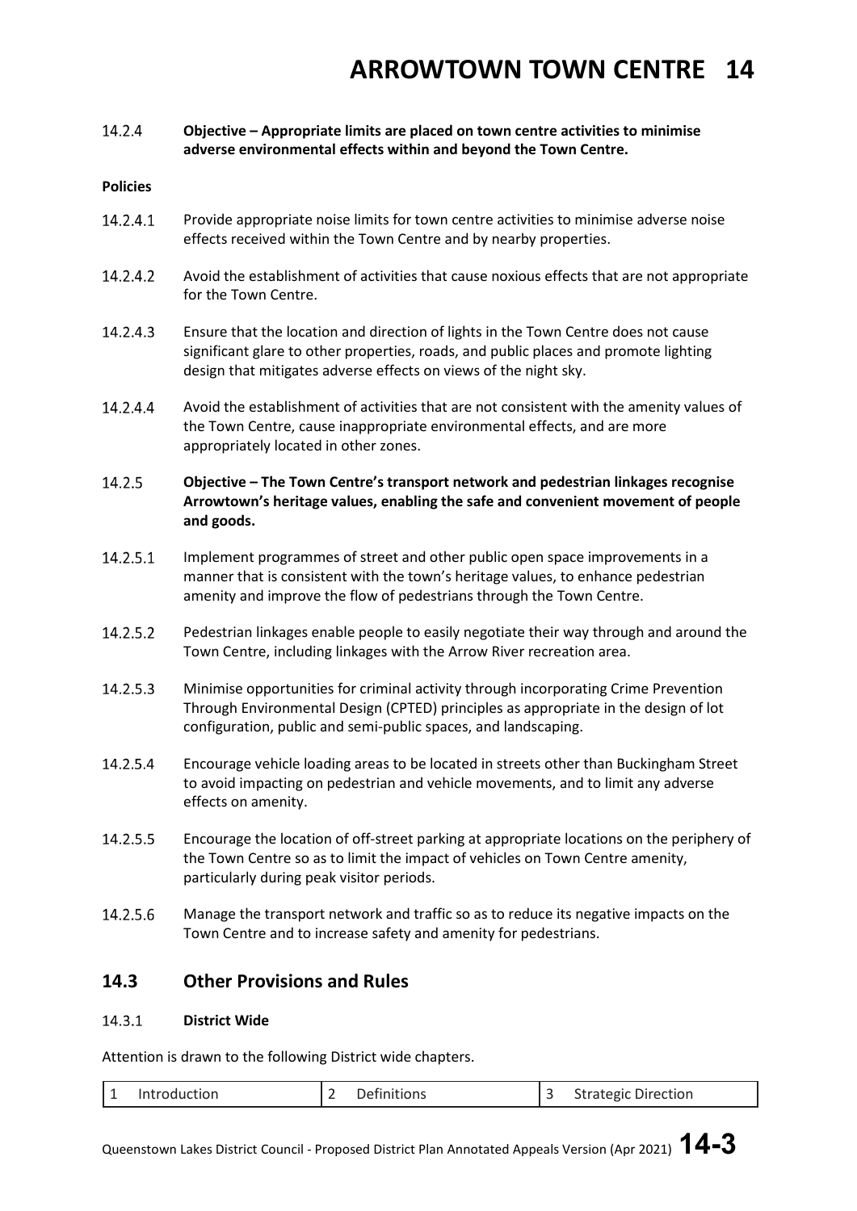**14.2.4 Objective – Appropriate limits are placed on town centre activities to minimise adverse environmental effects within and beyond the Town Centre.**

**Policies**

14.2.4.1 Provide appropriate noise limits for town centre activities to minimise adverse noise effects received within the Town Centre and by nearby properties.

14.2.4.2 Avoid the establishment of activities that cause noxious effects that are not appropriate for the Town Centre.

14.2.4.3 Ensure that the location and direction of lights in the Town Centre does not cause significant glare to other properties, roads, and public places and promote lighting design that mitigates adverse effects on views of the night sky.

14.2.4.4 Avoid the establishment of activities that are not consistent with the amenity values of the Town Centre, cause inappropriate environmental effects, and are more appropriately located in other zones.

**14.2.5 Objective – The Town Centre's transport network and pedestrian linkages recognise Arrowtown's heritage values, enabling the safe and convenient movement of people and goods.**

14.2.5.1 Implement programmes of street and other public open space improvements in a manner that is consistent with the town's heritage values, to enhance pedestrian amenity and improve the flow of pedestrians through the Town Centre.

14.2.5.2 Pedestrian linkages enable people to easily negotiate their way through and around the Town Centre, including linkages with the Arrow River recreation area.

14.2.5.3 Minimise opportunities for criminal activity through incorporating Crime Prevention Through Environmental Design (CPTED) principles as appropriate in the design of lot configuration, public and semi-public spaces, and landscaping.

14.2.5.4 Encourage vehicle loading areas to be located in streets other than Buckingham Street to avoid impacting on pedestrian and vehicle movements, and to limit any adverse effects on amenity.

14.2.5.5 Encourage the location of off-street parking at appropriate locations on the periphery of the Town Centre so as to limit the impact of vehicles on Town Centre amenity, particularly during peak visitor periods.

14.2.5.6 Manage the transport network and traffic so as to reduce its negative impacts on the Town Centre and to increase safety and amenity for pedestrians.

## 14.3 Other Provisions and Rules

**14.3.1 District Wide**

Attention is drawn to the following District wide chapters.

| 1 | Introduction | 2 | Definitions | 3 | Strategic Direction |
|---|---|---|---|---|---|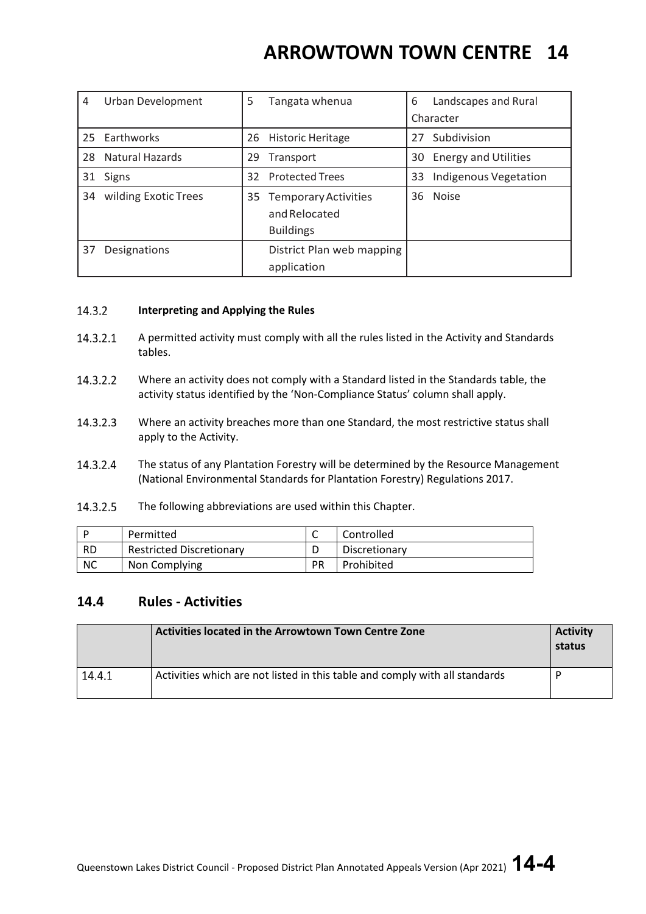| 4 Urban Development | 5 Tangata whenua | 6 Landscapes and Rural Character |
|---|---|---|
| 25 Earthworks | 26 Historic Heritage | 27 Subdivision |
| 28 Natural Hazards | 29 Transport | 30 Energy and Utilities |
| 31 Signs | 32 Protected Trees | 33 Indigenous Vegetation |
| 34 wilding Exotic Trees | 35 Temporary Activities and Relocated Buildings | 36 Noise |
| 37 Designations | District Plan web mapping application | |

14.3.2 **Interpreting and Applying the Rules**

14.3.2.1 A permitted activity must comply with all the rules listed in the Activity and Standards tables.

14.3.2.2 Where an activity does not comply with a Standard listed in the Standards table, the activity status identified by the 'Non-Compliance Status' column shall apply.

14.3.2.3 Where an activity breaches more than one Standard, the most restrictive status shall apply to the Activity.

14.3.2.4 The status of any Plantation Forestry will be determined by the Resource Management (National Environmental Standards for Plantation Forestry) Regulations 2017.

14.3.2.5 The following abbreviations are used within this Chapter.

| P | Permitted | C | Controlled |
|---|---|---|---|
| RD | Restricted Discretionary | D | Discretionary |
| NC | Non Complying | PR | Prohibited |

## 14.4 Rules - Activities

| | Activities located in the Arrowtown Town Centre Zone | Activity status |
|---|---|---|
| 14.4.1 | Activities which are not listed in this table and comply with all standards | P |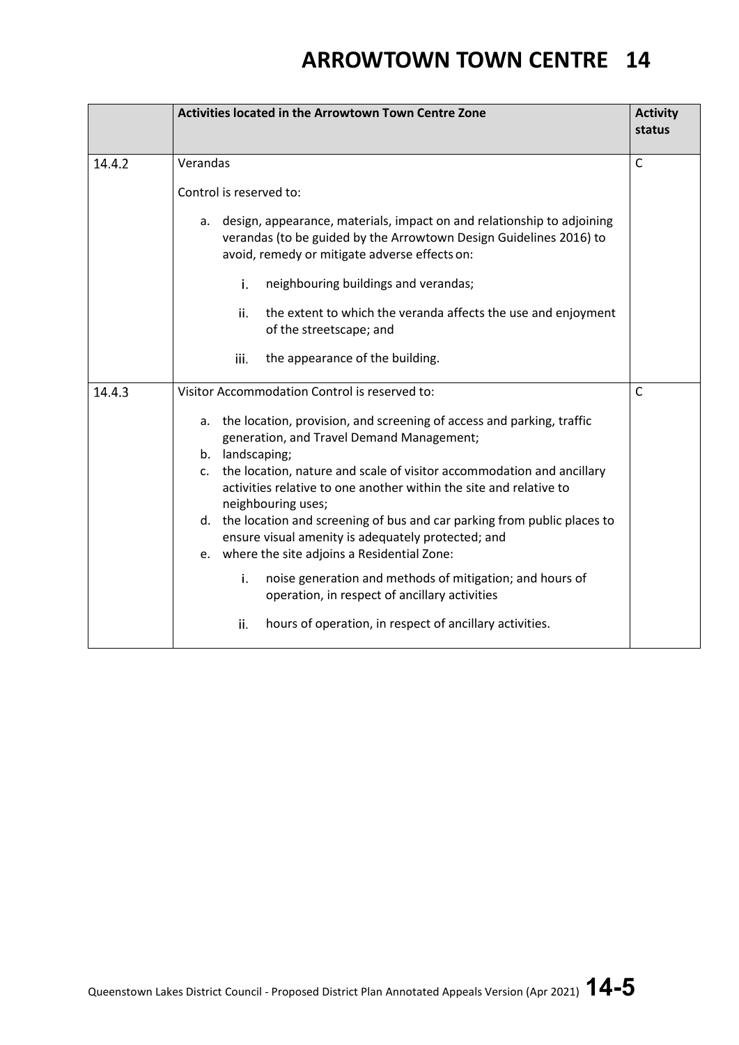| | Activities located in the Arrowtown Town Centre Zone | Activity status |
|---|---|---|
| 14.4.2 | Verandas<br><br>Control is reserved to:<br><br>a. design, appearance, materials, impact on and relationship to adjoining verandas (to be guided by the Arrowtown Design Guidelines 2016) to avoid, remedy or mitigate adverse effects on:<br><br>i. neighbouring buildings and verandas;<br><br>ii. the extent to which the veranda affects the use and enjoyment of the streetscape; and<br><br>iii. the appearance of the building. | C |
| 14.4.3 | Visitor Accommodation Control is reserved to:<br><br>a. the location, provision, and screening of access and parking, traffic generation, and Travel Demand Management;<br>b. landscaping;<br>c. the location, nature and scale of visitor accommodation and ancillary activities relative to one another within the site and relative to neighbouring uses;<br>d. the location and screening of bus and car parking from public places to ensure visual amenity is adequately protected; and<br>e. where the site adjoins a Residential Zone:<br><br>i. noise generation and methods of mitigation; and hours of operation, in respect of ancillary activities<br><br>ii. hours of operation, in respect of ancillary activities. | C |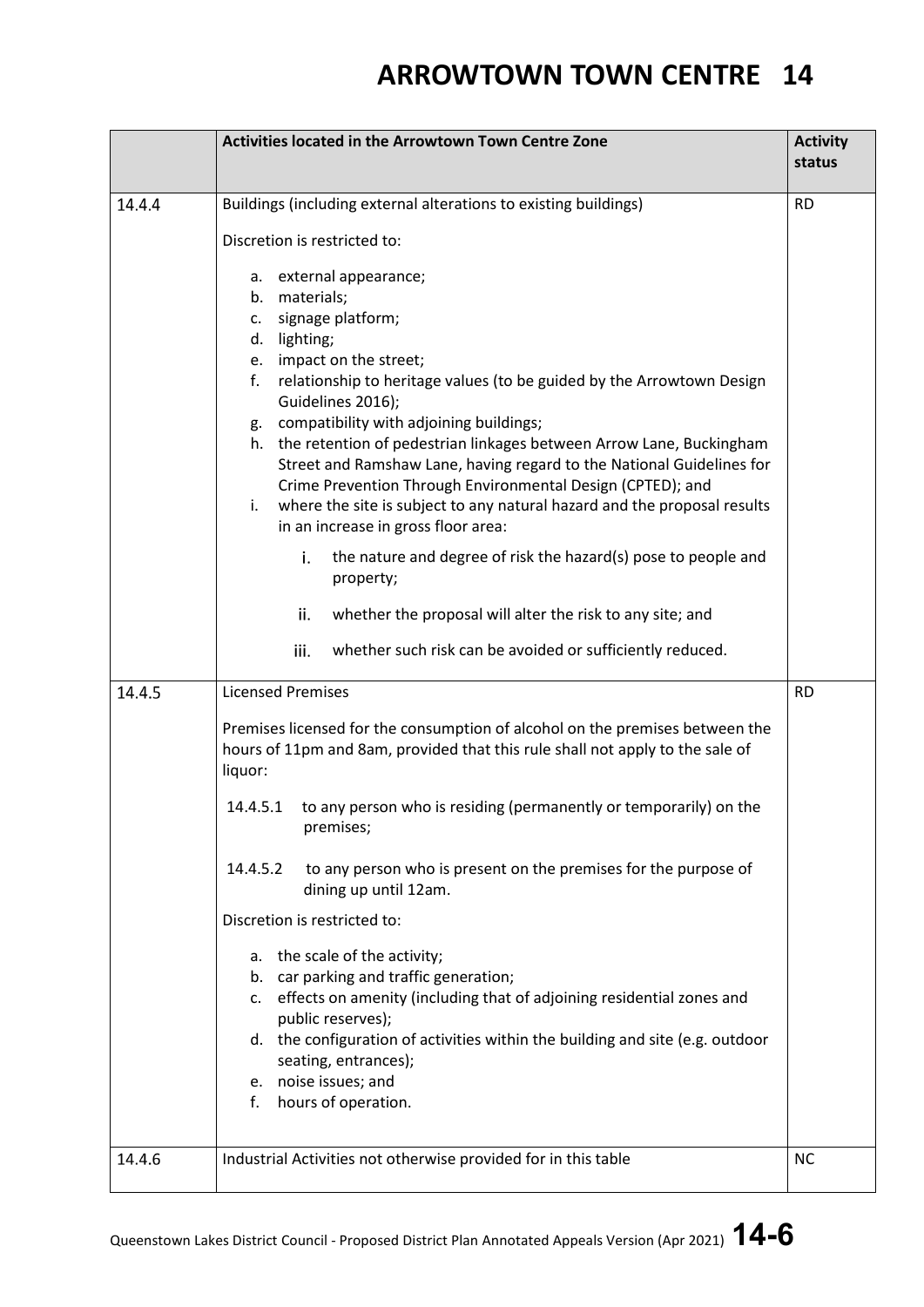| | Activities located in the Arrowtown Town Centre Zone | Activity status |
|---|---|---|
| 14.4.4 | Buildings (including external alterations to existing buildings)<br><br>Discretion is restricted to:<br><br>a. external appearance;<br>b. materials;<br>c. signage platform;<br>d. lighting;<br>e. impact on the street;<br>f. relationship to heritage values (to be guided by the Arrowtown Design Guidelines 2016);<br>g. compatibility with adjoining buildings;<br>h. the retention of pedestrian linkages between Arrow Lane, Buckingham Street and Ramshaw Lane, having regard to the National Guidelines for Crime Prevention Through Environmental Design (CPTED); and<br>i. where the site is subject to any natural hazard and the proposal results in an increase in gross floor area:<br><br>i. the nature and degree of risk the hazard(s) pose to people and property;<br><br>ii. whether the proposal will alter the risk to any site; and<br><br>iii. whether such risk can be avoided or sufficiently reduced. | RD |
| 14.4.5 | Licensed Premises<br><br>Premises licensed for the consumption of alcohol on the premises between the hours of 11pm and 8am, provided that this rule shall not apply to the sale of liquor:<br><br>14.4.5.1 to any person who is residing (permanently or temporarily) on the premises;<br><br>14.4.5.2 to any person who is present on the premises for the purpose of dining up until 12am.<br><br>Discretion is restricted to:<br><br>a. the scale of the activity;<br>b. car parking and traffic generation;<br>c. effects on amenity (including that of adjoining residential zones and public reserves);<br>d. the configuration of activities within the building and site (e.g. outdoor seating, entrances);<br>e. noise issues; and<br>f. hours of operation. | RD |
| 14.4.6 | Industrial Activities not otherwise provided for in this table | NC |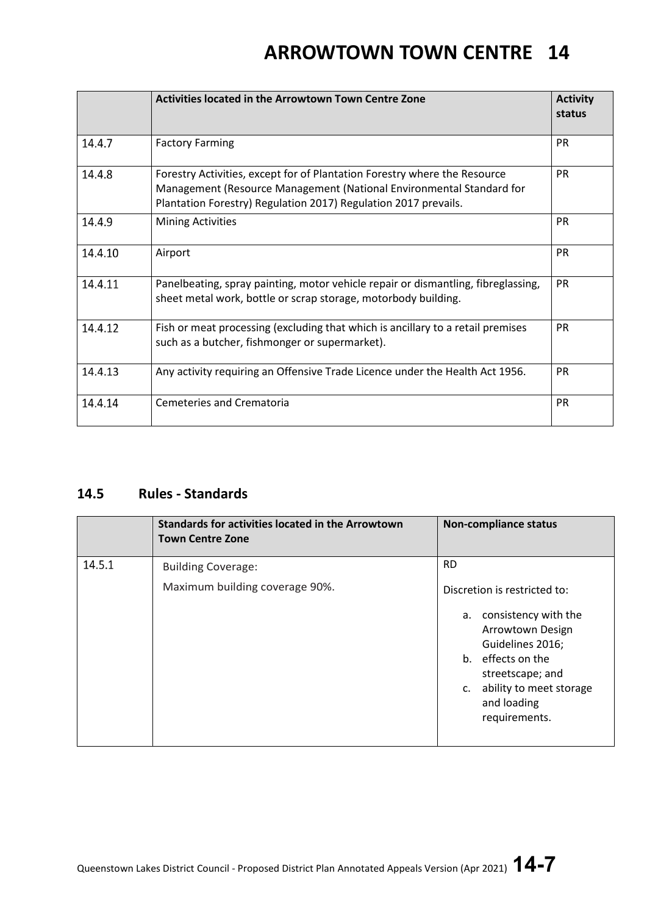| | Activities located in the Arrowtown Town Centre Zone | Activity status |
|---|---|---|
| 14.4.7 | Factory Farming | PR |
| 14.4.8 | Forestry Activities, except for of Plantation Forestry where the Resource Management (Resource Management (National Environmental Standard for Plantation Forestry) Regulation 2017) Regulation 2017 prevails. | PR |
| 14.4.9 | Mining Activities | PR |
| 14.4.10 | Airport | PR |
| 14.4.11 | Panelbeating, spray painting, motor vehicle repair or dismantling, fibreglassing, sheet metal work, bottle or scrap storage, motorbody building. | PR |
| 14.4.12 | Fish or meat processing (excluding that which is ancillary to a retail premises such as a butcher, fishmonger or supermarket). | PR |
| 14.4.13 | Any activity requiring an Offensive Trade Licence under the Health Act 1956. | PR |
| 14.4.14 | Cemeteries and Crematoria | PR |

## 14.5 Rules - Standards

| | Standards for activities located in the Arrowtown Town Centre Zone | Non-compliance status |
|---|---|---|
| 14.5.1 | Building Coverage:<br>Maximum building coverage 90%. | RD<br>Discretion is restricted to:<br>a. consistency with the Arrowtown Design Guidelines 2016;<br>b. effects on the streetscape; and<br>c. ability to meet storage and loading requirements. |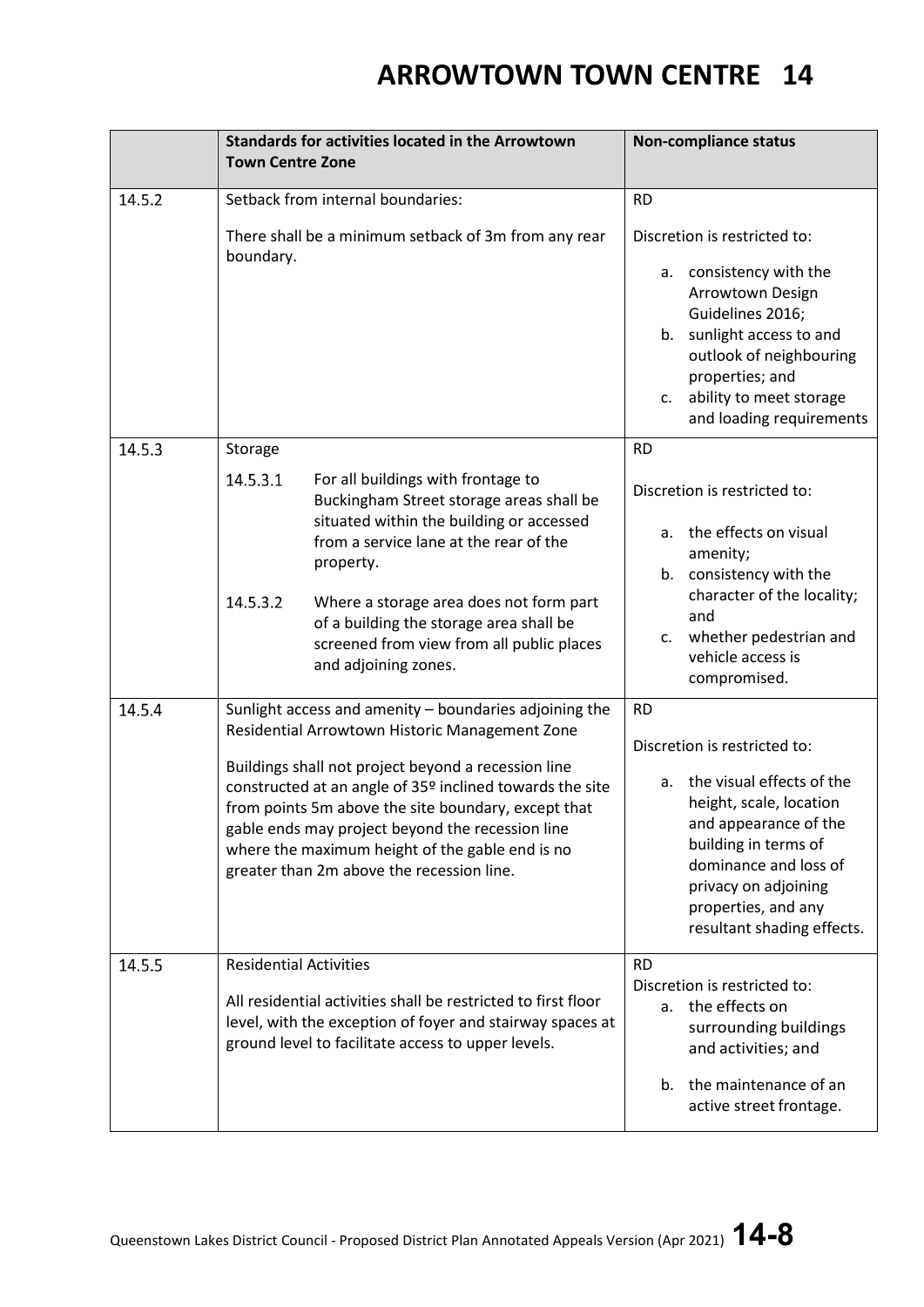| | Standards for activities located in the Arrowtown Town Centre Zone | Non-compliance status |
|---|---|---|
| 14.5.2 | Setback from internal boundaries:<br><br>There shall be a minimum setback of 3m from any rear boundary. | RD<br><br>Discretion is restricted to:<br><br>a. consistency with the Arrowtown Design Guidelines 2016;<br>b. sunlight access to and outlook of neighbouring properties; and<br>c. ability to meet storage and loading requirements |
| 14.5.3 | Storage<br><br>14.5.3.1 For all buildings with frontage to Buckingham Street storage areas shall be situated within the building or accessed from a service lane at the rear of the property.<br><br>14.5.3.2 Where a storage area does not form part of a building the storage area shall be screened from view from all public places and adjoining zones. | RD<br><br>Discretion is restricted to:<br><br>a. the effects on visual amenity;<br>b. consistency with the character of the locality; and<br>c. whether pedestrian and vehicle access is compromised. |
| 14.5.4 | Sunlight access and amenity – boundaries adjoining the Residential Arrowtown Historic Management Zone<br><br>Buildings shall not project beyond a recession line constructed at an angle of 35º inclined towards the site from points 5m above the site boundary, except that gable ends may project beyond the recession line where the maximum height of the gable end is no greater than 2m above the recession line. | RD<br><br>Discretion is restricted to:<br><br>a. the visual effects of the height, scale, location and appearance of the building in terms of dominance and loss of privacy on adjoining properties, and any resultant shading effects. |
| 14.5.5 | Residential Activities<br><br>All residential activities shall be restricted to first floor level, with the exception of foyer and stairway spaces at ground level to facilitate access to upper levels. | RD<br>Discretion is restricted to:<br>a. the effects on surrounding buildings and activities; and<br><br>b. the maintenance of an active street frontage. |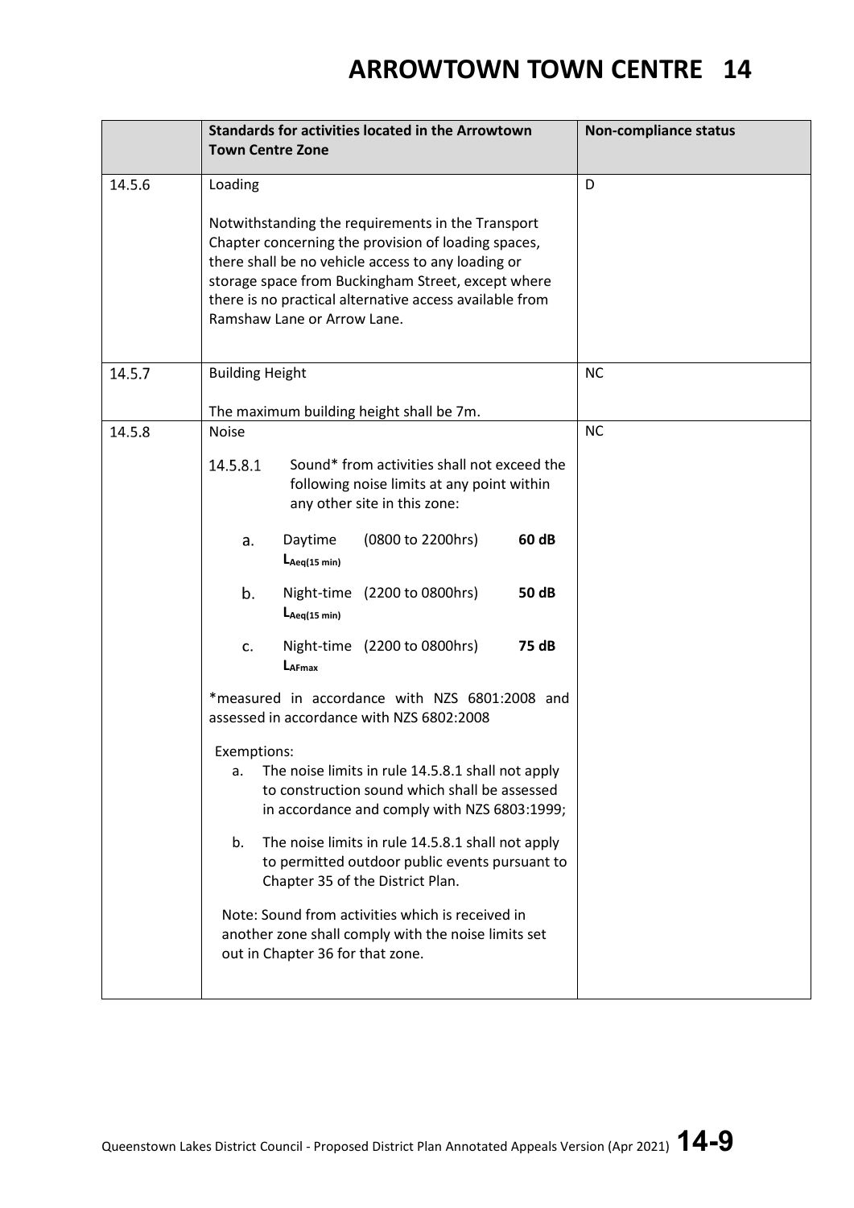| | Standards for activities located in the Arrowtown Town Centre Zone | Non-compliance status |
|---|---|---|
| 14.5.6 | Loading<br><br>Notwithstanding the requirements in the Transport Chapter concerning the provision of loading spaces, there shall be no vehicle access to any loading or storage space from Buckingham Street, except where there is no practical alternative access available from Ramshaw Lane or Arrow Lane. | D |
| 14.5.7 | Building Height<br><br>The maximum building height shall be 7m. | NC |
| 14.5.8 | Noise<br><br>14.5.8.1 Sound* from activities shall not exceed the following noise limits at any point within any other site in this zone:<br><br>a. Daytime (0800 to 2200hrs) $L_{Aeq(15\ min)}$ **60 dB**<br><br>b. Night-time (2200 to 0800hrs) $L_{Aeq(15\ min)}$ **50 dB**<br><br>c. Night-time (2200 to 0800hrs) $L_{AFmax}$ **75 dB**<br><br>*measured in accordance with NZS 6801:2008 and assessed in accordance with NZS 6802:2008<br><br>Exemptions:<br>a. The noise limits in rule 14.5.8.1 shall not apply to construction sound which shall be assessed in accordance and comply with NZS 6803:1999;<br><br>b. The noise limits in rule 14.5.8.1 shall not apply to permitted outdoor public events pursuant to Chapter 35 of the District Plan.<br><br>Note: Sound from activities which is received in another zone shall comply with the noise limits set out in Chapter 36 for that zone. | NC |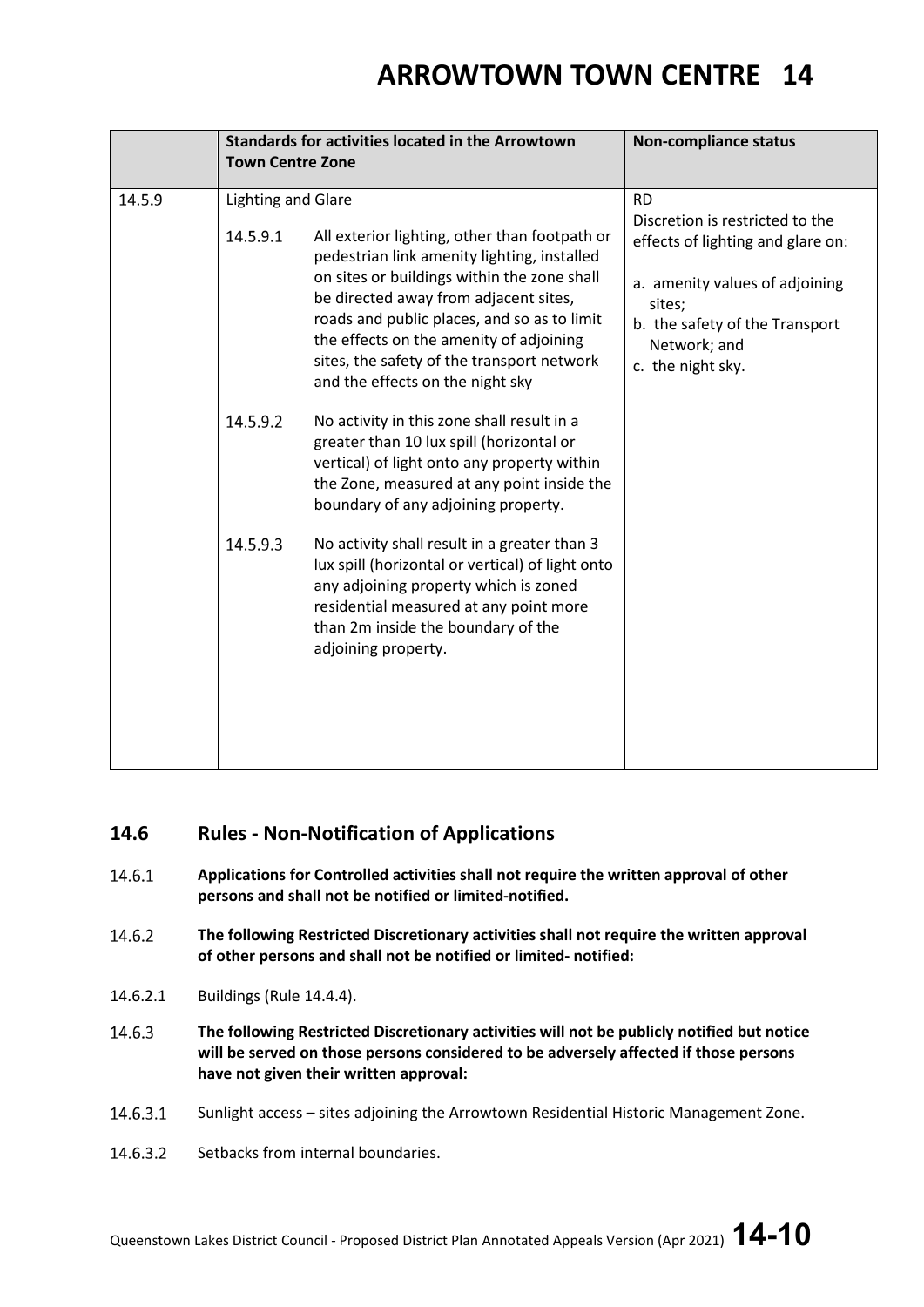| | Standards for activities located in the Arrowtown Town Centre Zone | Non-compliance status |
|---|---|---|
| 14.5.9 | Lighting and Glare<br><br>14.5.9.1 All exterior lighting, other than footpath or pedestrian link amenity lighting, installed on sites or buildings within the zone shall be directed away from adjacent sites, roads and public places, and so as to limit the effects on the amenity of adjoining sites, the safety of the transport network and the effects on the night sky<br><br>14.5.9.2 No activity in this zone shall result in a greater than 10 lux spill (horizontal or vertical) of light onto any property within the Zone, measured at any point inside the boundary of any adjoining property.<br><br>14.5.9.3 No activity shall result in a greater than 3 lux spill (horizontal or vertical) of light onto any adjoining property which is zoned residential measured at any point more than 2m inside the boundary of the adjoining property. | RD<br>Discretion is restricted to the effects of lighting and glare on:<br><br>a. amenity values of adjoining sites;<br>b. the safety of the Transport Network; and<br>c. the night sky. |

## 14.6 Rules - Non-Notification of Applications

14.6.1 **Applications for Controlled activities shall not require the written approval of other persons and shall not be notified or limited-notified.**

14.6.2 **The following Restricted Discretionary activities shall not require the written approval of other persons and shall not be notified or limited- notified:**

14.6.2.1 Buildings (Rule 14.4.4).

14.6.3 **The following Restricted Discretionary activities will not be publicly notified but notice will be served on those persons considered to be adversely affected if those persons have not given their written approval:**

14.6.3.1 Sunlight access – sites adjoining the Arrowtown Residential Historic Management Zone.

14.6.3.2 Setbacks from internal boundaries.